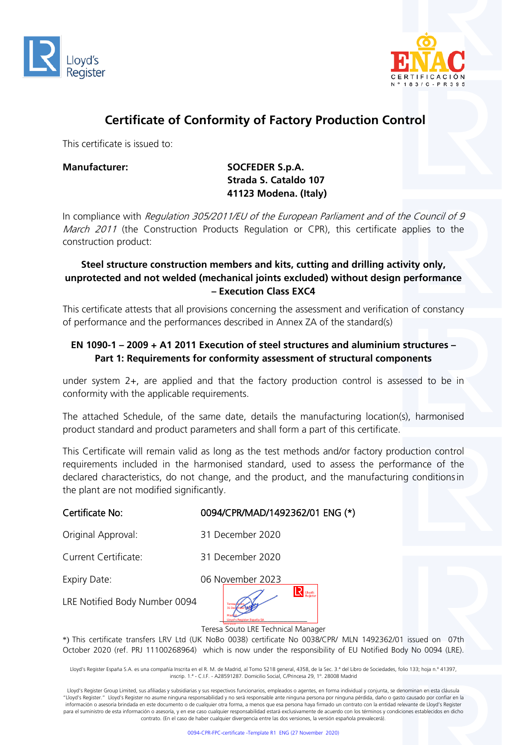Lloyd's Register

ENAC CERTIFICACIÓN N° 183/C-PR395

# Certificate of Conformity of Factory Production Control

This certificate is issued to:

**Manufacturer:** **SOCFEDER S.p.A.**
**Strada S. Cataldo 107**
**41123 Modena. (Italy)**

In compliance with *Regulation 305/2011/EU of the European Parliament and of the Council of 9 March 2011* (the Construction Products Regulation or CPR), this certificate applies to the construction product:

**Steel structure construction members and kits, cutting and drilling activity only, unprotected and not welded (mechanical joints excluded) without design performance – Execution Class EXC4**

This certificate attests that all provisions concerning the assessment and verification of constancy of performance and the performances described in Annex ZA of the standard(s)

**EN 1090-1 – 2009 + A1 2011 Execution of steel structures and aluminium structures – Part 1: Requirements for conformity assessment of structural components**

under system 2+, are applied and that the factory production control is assessed to be in conformity with the applicable requirements.

The attached Schedule, of the same date, details the manufacturing location(s), harmonised product standard and product parameters and shall form a part of this certificate.

This Certificate will remain valid as long as the test methods and/or factory production control requirements included in the harmonised standard, used to assess the performance of the declared characteristics, do not change, and the product, and the manufacturing conditions in the plant are not modified significantly.

| | |
|---|---|
| Certificate No: | 0094/CPR/MAD/1492362/01 ENG (*) |
| Original Approval: | 31 December 2020 |
| Current Certificate: | 31 December 2020 |
| Expiry Date: | 06 November 2023 |
| LRE Notified Body Number 0094 | |

Teresa Souto LRE Technical Manager

*) This certificate transfers LRV Ltd (UK NoBo 0038) certificate No 0038/CPR/ MLN 1492362/01 issued on 07th October 2020 (ref. PRJ 11100268964) which is now under the responsibility of EU Notified Body No 0094 (LRE).

Lloyd's Register España S.A. es una compañía Inscrita en el R. M. de Madrid, al Tomo 5218 general, 4358, de la Sec. 3.ª del Libro de Sociedades, folio 133; hoja n.º 41397, inscrip. 1.ª - C.I.F. - A28591287. Domicilio Social, C/Princesa 29, 1º. 28008 Madrid

Lloyd's Register Group Limited, sus afiliadas y subsidiarias y sus respectivos funcionarios, empleados o agentes, en forma individual y conjunta, se denominan en esta cláusula "Lloyd's Register." Lloyd's Register no asume ninguna responsabilidad y no será responsable ante ninguna persona por ninguna pérdida, daño o gasto causado por confiar en la información o asesoría brindada en este documento o de cualquier otra forma, a menos que esa persona haya firmado un contrato con la entidad relevante de Lloyd's Register para el suministro de esta información o asesoría, y en ese caso cualquier responsabilidad estará exclusivamente de acuerdo con los términos y condiciones establecidos en dicho contrato. (En el caso de haber cualquier divergencia entre las dos versiones, la versión española prevalecerá).

0094-CPR-FPC-certificate -Template R1 ENG (27 November 2020)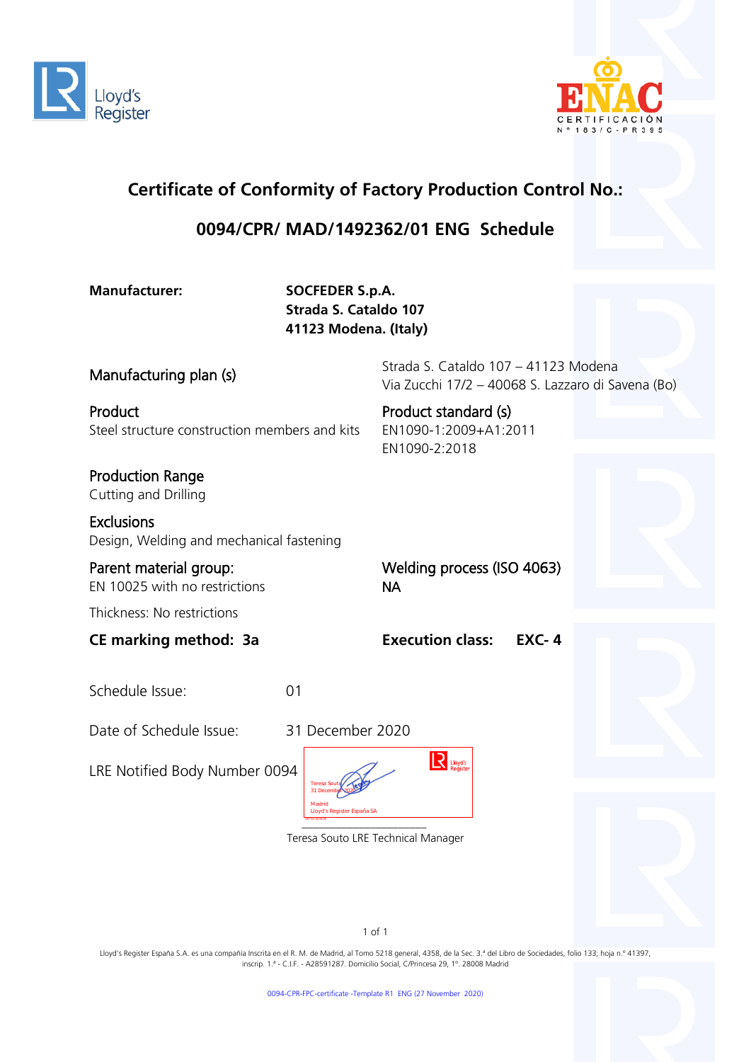# Certificate of Conformity of Factory Production Control No.:

## 0094/CPR/ MAD/1492362/01 ENG Schedule

**Manufacturer:** **SOCFEDER S.p.A.**
**Strada S. Cataldo 107**
**41123 Modena. (Italy)**

Manufacturing plan (s)
Strada S. Cataldo 107 – 41123 Modena
Via Zucchi 17/2 – 40068 S. Lazzaro di Savena (Bo)

Product
Steel structure construction members and kits

Product standard (s)
EN1090-1:2009+A1:2011
EN1090-2:2018

Production Range
Cutting and Drilling

Exclusions
Design, Welding and mechanical fastening

Parent material group:
EN 10025 with no restrictions

Thickness: No restrictions

Welding process (ISO 4063)
NA

**CE marking method: 3a**

**Execution class: EXC- 4**

Schedule Issue: 01

Date of Schedule Issue: 31 December 2020

LRE Notified Body Number 0094

Teresa Souto
31 December 2020
Madrid
Lloyd's Register España SA

Teresa Souto LRE Technical Manager

Lloyd's Register España S.A. es una compañía Inscrita en el R. M. de Madrid, al Tomo 5218 general, 4358, de la Sec. 3.ª del Libro de Sociedades, folio 133; hoja n.º 41397, inscrip. 1.ª - C.I.F. - A28591287. Domicilio Social, C/Princesa 29, 1º. 28008 Madrid

0094-CPR-FPC-certificate -Template R1 ENG (27 November 2020)